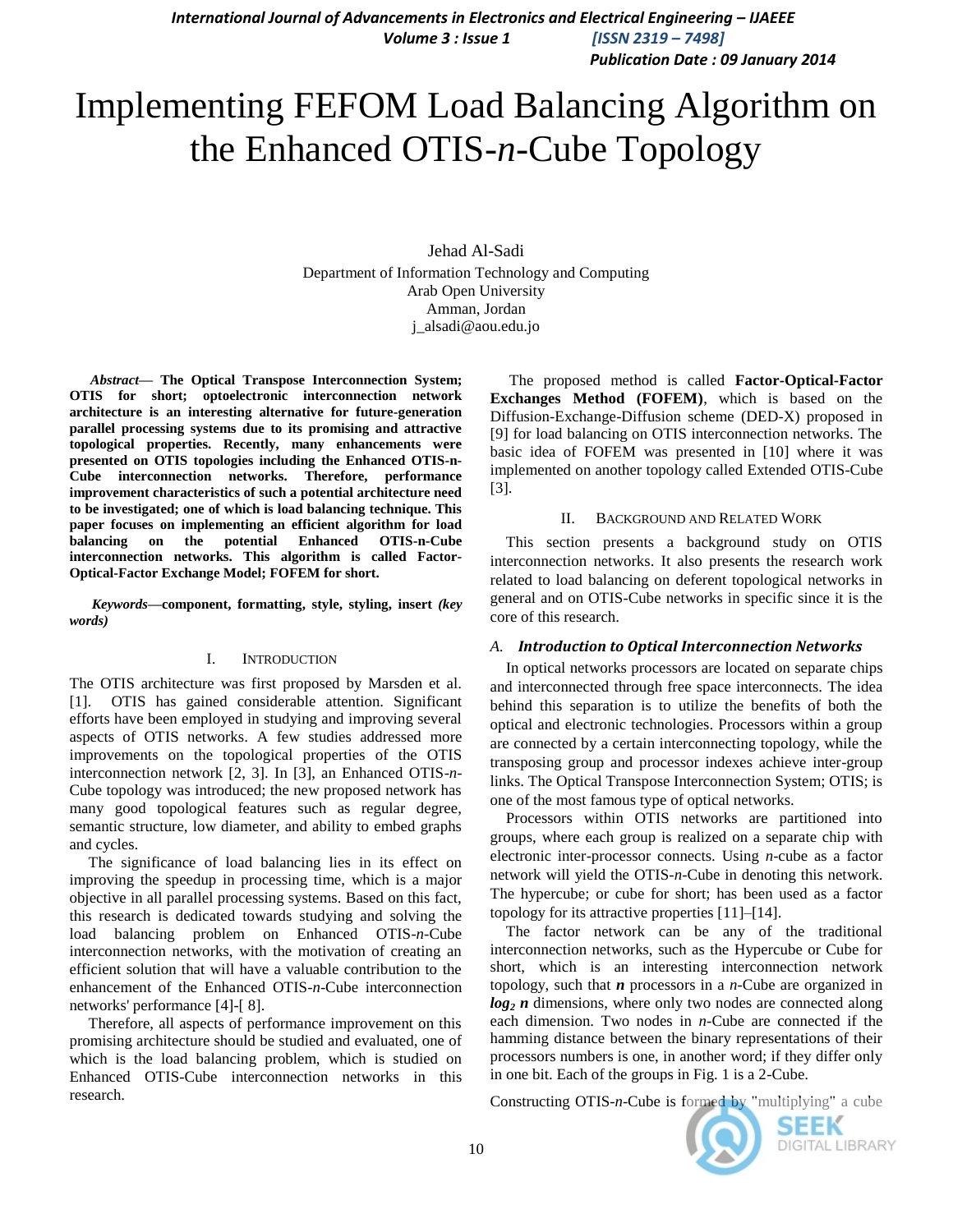# Implementing FEFOM Load Balancing Algorithm on the Enhanced OTIS-*n*-Cube Topology

Jehad Al-Sadi
Department of Information Technology and Computing
Arab Open University
Amman, Jordan
j_alsadi@aou.edu.jo

***Abstract*— The Optical Transpose Interconnection System; OTIS for short; optoelectronic interconnection network architecture is an interesting alternative for future-generation parallel processing systems due to its promising and attractive topological properties. Recently, many enhancements were presented on OTIS topologies including the Enhanced OTIS-n-Cube interconnection networks. Therefore, performance improvement characteristics of such a potential architecture need to be investigated; one of which is load balancing technique. This paper focuses on implementing an efficient algorithm for load balancing on the potential Enhanced OTIS-n-Cube interconnection networks. This algorithm is called Factor-Optical-Factor Exchange Model; FOFEM for short.**

***Keywords*—component, formatting, style, styling, insert *(key words)***

## I. Introduction

The OTIS architecture was first proposed by Marsden et al. [1]. OTIS has gained considerable attention. Significant efforts have been employed in studying and improving several aspects of OTIS networks. A few studies addressed more improvements on the topological properties of the OTIS interconnection network [2, 3]. In [3], an Enhanced OTIS-*n*-Cube topology was introduced; the new proposed network has many good topological features such as regular degree, semantic structure, low diameter, and ability to embed graphs and cycles.

The significance of load balancing lies in its effect on improving the speedup in processing time, which is a major objective in all parallel processing systems. Based on this fact, this research is dedicated towards studying and solving the load balancing problem on Enhanced OTIS-*n*-Cube interconnection networks, with the motivation of creating an efficient solution that will have a valuable contribution to the enhancement of the Enhanced OTIS-*n*-Cube interconnection networks' performance [4]-[ 8].

Therefore, all aspects of performance improvement on this promising architecture should be studied and evaluated, one of which is the load balancing problem, which is studied on Enhanced OTIS-Cube interconnection networks in this research.

The proposed method is called **Factor-Optical-Factor Exchanges Method (FOFEM)**, which is based on the Diffusion-Exchange-Diffusion scheme (DED-X) proposed in [9] for load balancing on OTIS interconnection networks. The basic idea of FOFEM was presented in [10] where it was implemented on another topology called Extended OTIS-Cube [3].

## II. Background and Related Work

This section presents a background study on OTIS interconnection networks. It also presents the research work related to load balancing on deferent topological networks in general and on OTIS-Cube networks in specific since it is the core of this research.

### A. *Introduction to Optical Interconnection Networks*

In optical networks processors are located on separate chips and interconnected through free space interconnects. The idea behind this separation is to utilize the benefits of both the optical and electronic technologies. Processors within a group are connected by a certain interconnecting topology, while the transposing group and processor indexes achieve inter-group links. The Optical Transpose Interconnection System; OTIS; is one of the most famous type of optical networks.

Processors within OTIS networks are partitioned into groups, where each group is realized on a separate chip with electronic inter-processor connects. Using *n*-cube as a factor network will yield the OTIS-*n*-Cube in denoting this network. The hypercube; or cube for short; has been used as a factor topology for its attractive properties [11]–[14].

The factor network can be any of the traditional interconnection networks, such as the Hypercube or Cube for short, which is an interesting interconnection network topology, such that ***n*** processors in a *n*-Cube are organized in $\boldsymbol{log_2 n}$ dimensions, where only two nodes are connected along each dimension. Two nodes in *n*-Cube are connected if the hamming distance between the binary representations of their processors numbers is one, in another word; if they differ only in one bit. Each of the groups in Fig. 1 is a 2-Cube.

Constructing OTIS-*n*-Cube is formed by "multiplying" a cube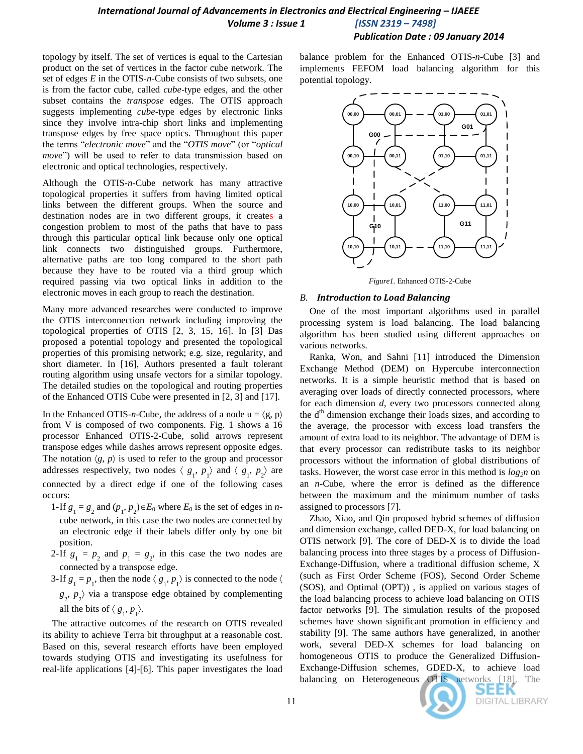topology by itself. The set of vertices is equal to the Cartesian product on the set of vertices in the factor cube network. The set of edges $E$ in the OTIS-$n$-Cube consists of two subsets, one is from the factor cube, called *cube*-type edges, and the other subset contains the *transpose* edges. The OTIS approach suggests implementing *cube*-type edges by electronic links since they involve intra-chip short links and implementing transpose edges by free space optics. Throughout this paper the terms "*electronic move*" and the "*OTIS move*" (or "*optical move*") will be used to refer to data transmission based on electronic and optical technologies, respectively.

Although the OTIS-$n$-Cube network has many attractive topological properties it suffers from having limited optical links between the different groups. When the source and destination nodes are in two different groups, it creates a congestion problem to most of the paths that have to pass through this particular optical link because only one optical link connects two distinguished groups. Furthermore, alternative paths are too long compared to the short path because they have to be routed via a third group which required passing via two optical links in addition to the electronic moves in each group to reach the destination.

Many more advanced researches were conducted to improve the OTIS interconnection network including improving the topological properties of OTIS [2, 3, 15, 16]. In [3] Das proposed a potential topology and presented the topological properties of this promising network; e.g. size, regularity, and short diameter. In [16], Authors presented a fault tolerant routing algorithm using unsafe vectors for a similar topology. The detailed studies on the topological and routing properties of the Enhanced OTIS Cube were presented in [2, 3] and [17].

In the Enhanced OTIS-$n$-Cube, the address of a node $u = \langle g, p\rangle$ from V is composed of two components. Fig. 1 shows a 16 processor Enhanced OTIS-2-Cube, solid arrows represent transpose edges while dashes arrows represent opposite edges. The notation $\langle g, p\rangle$ is used to refer to the group and processor addresses respectively, two nodes $\langle g_1, p_1\rangle$ and $\langle g_1, p_2\rangle$ are connected by a direct edge if one of the following cases occurs:

1-If $g_1 = g_2$ and $(p_1, p_2)\in E_0$ where $E_0$ is the set of edges in $n$-cube network, in this case the two nodes are connected by an electronic edge if their labels differ only by one bit position.

2-If $g_1 = p_2$ and $p_1 = g_2$, in this case the two nodes are connected by a transpose edge.

3-If $g_1 = p_1$, then the node $\langle g_1, p_1\rangle$ is connected to the node $\langle g_2, p_2\rangle$ via a transpose edge obtained by complementing all the bits of $\langle g_1, p_1\rangle$.

The attractive outcomes of the research on OTIS revealed its ability to achieve Terra bit throughput at a reasonable cost. Based on this, several research efforts have been employed towards studying OTIS and investigating its usefulness for real-life applications [4]-[6]. This paper investigates the load balance problem for the Enhanced OTIS-$n$-Cube [3] and implements FEFOM load balancing algorithm for this potential topology.

*Figure1.* Enhanced OTIS-2-Cube

### B. *Introduction to Load Balancing*

One of the most important algorithms used in parallel processing system is load balancing. The load balancing algorithm has been studied using different approaches on various networks.

Ranka, Won, and Sahni [11] introduced the Dimension Exchange Method (DEM) on Hypercube interconnection networks. It is a simple heuristic method that is based on averaging over loads of directly connected processors, where for each dimension $d$, every two processors connected along the $d^{th}$ dimension exchange their loads sizes, and according to the average, the processor with excess load transfers the amount of extra load to its neighbor. The advantage of DEM is that every processor can redistribute tasks to its neighbor processors without the information of global distributions of tasks. However, the worst case error in this method is $log_2 n$ on an $n$-Cube, where the error is defined as the difference between the maximum and the minimum number of tasks assigned to processors [7].

Zhao, Xiao, and Qin proposed hybrid schemes of diffusion and dimension exchange, called DED-X, for load balancing on OTIS network [9]. The core of DED-X is to divide the load balancing process into three stages by a process of Diffusion-Exchange-Diffusion, where a traditional diffusion scheme, X (such as First Order Scheme (FOS), Second Order Scheme (SOS), and Optimal (OPT)) , is applied on various stages of the load balancing process to achieve load balancing on OTIS factor networks [9]. The simulation results of the proposed schemes have shown significant promotion in efficiency and stability [9]. The same authors have generalized, in another work, several DED-X schemes for load balancing on homogeneous OTIS to produce the Generalized Diffusion-Exchange-Diffusion schemes, GDED-X, to achieve load balancing on Heterogeneous OTIS networks [18]. The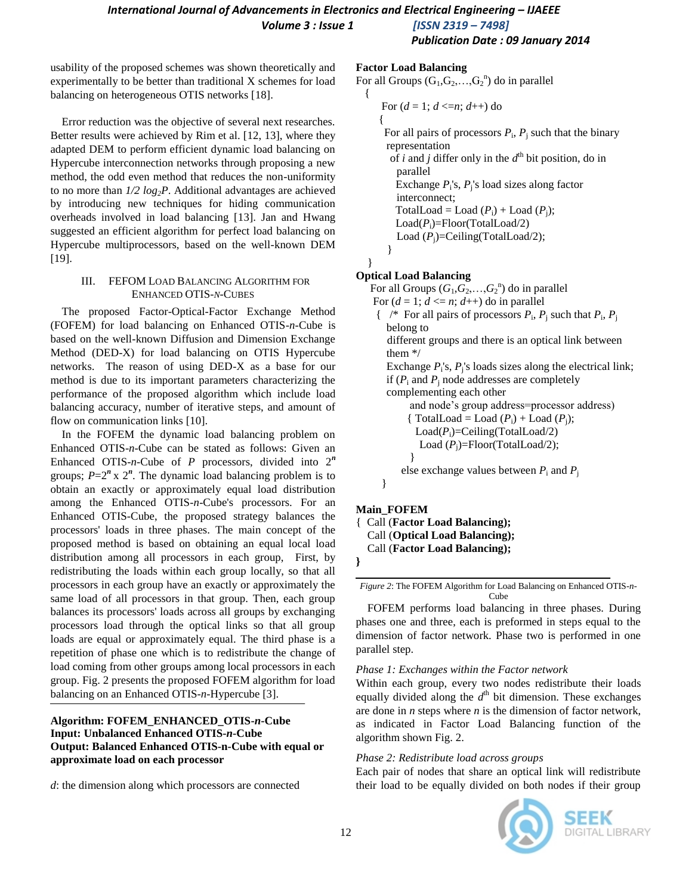usability of the proposed schemes was shown theoretically and experimentally to be better than traditional X schemes for load balancing on heterogeneous OTIS networks [18].

Error reduction was the objective of several next researches. Better results were achieved by Rim et al. [12, 13], where they adapted DEM to perform efficient dynamic load balancing on Hypercube interconnection networks through proposing a new method, the odd even method that reduces the non-uniformity to no more than $1/2 \log_2 P$. Additional advantages are achieved by introducing new techniques for hiding communication overheads involved in load balancing [13]. Jan and Hwang suggested an efficient algorithm for perfect load balancing on Hypercube multiprocessors, based on the well-known DEM [19].

## III. FEFOM Load Balancing Algorithm for Enhanced OTIS-*n*-Cubes

The proposed Factor-Optical-Factor Exchange Method (FOFEM) for load balancing on Enhanced OTIS-*n*-Cube is based on the well-known Diffusion and Dimension Exchange Method (DED-X) for load balancing on OTIS Hypercube networks. The reason of using DED-X as a base for our method is due to its important parameters characterizing the performance of the proposed algorithm which include load balancing accuracy, number of iterative steps, and amount of flow on communication links [10].

In the FOFEM the dynamic load balancing problem on Enhanced OTIS-*n*-Cube can be stated as follows: Given an Enhanced OTIS-*n*-Cube of *P* processors, divided into $2^n$ groups; $P=2^n \times 2^n$. The dynamic load balancing problem is to obtain an exactly or approximately equal load distribution among the Enhanced OTIS-*n*-Cube's processors. For an Enhanced OTIS-Cube, the proposed strategy balances the processors' loads in three phases. The main concept of the proposed method is based on obtaining an equal local load distribution among all processors in each group, First, by redistributing the loads within each group locally, so that all processors in each group have an exactly or approximately the same load of all processors in that group. Then, each group balances its processors' loads across all groups by exchanging processors load through the optical links so that all group loads are equal or approximately equal. The third phase is a repetition of phase one which is to redistribute the change of load coming from other groups among local processors in each group. Fig. 2 presents the proposed FOFEM algorithm for load balancing on an Enhanced OTIS-*n*-Hypercube [3].

**Algorithm: FOFEM_ENHANCED_OTIS-*n*-Cube**
**Input: Unbalanced Enhanced OTIS-*n*-Cube**
**Output: Balanced Enhanced OTIS-n-Cube with equal or approximate load on each processor**

*d*: the dimension along which processors are connected

**Factor Load Balancing**

```
For all Groups (G1,G2,…,G2^n) do in parallel
  {
    For (d = 1; d <=n; d++) do
    {
      For all pairs of processors Pi, Pj such that the binary
      representation
       of i and j differ only in the d^th bit position, do in
        parallel
        Exchange Pi's, Pj's load sizes along factor
        interconnect;
        TotalLoad = Load (Pi) + Load (Pj);
        Load(Pi)=Floor(TotalLoad/2)
        Load (Pj)=Ceiling(TotalLoad/2);
    }
  }
```

**Optical Load Balancing**

```
For all Groups (G1,G2,…,G2^n) do in parallel
 For (d = 1; d <= n; d++) do in parallel
  {  /* For all pairs of processors Pi, Pj such that Pi, Pj
     belong to
     different groups and there is an optical link between
     them */
     Exchange Pi's, Pj's loads sizes along the electrical link;
     if (Pi and Pj node addresses are completely
     complementing each other
          and node's group address=processor address)
         { TotalLoad = Load (Pi) + Load (Pj);
           Load(Pi)=Ceiling(TotalLoad/2)
            Load (Pj)=Floor(TotalLoad/2);
          }
        else exchange values between Pi and Pj
  }
```

**Main_FOFEM**

```
{ Call (Factor Load Balancing);
  Call (Optical Load Balancing);
  Call (Factor Load Balancing);
}
```

*Figure 2*: The FOFEM Algorithm for Load Balancing on Enhanced OTIS-*n*-Cube

FOFEM performs load balancing in three phases. During phases one and three, each is preformed in steps equal to the dimension of factor network. Phase two is performed in one parallel step.

*Phase 1: Exchanges within the Factor network*

Within each group, every two nodes redistribute their loads equally divided along the $d^{th}$ bit dimension. These exchanges are done in *n* steps where *n* is the dimension of factor network, as indicated in Factor Load Balancing function of the algorithm shown Fig. 2.

*Phase 2: Redistribute load across groups*

Each pair of nodes that share an optical link will redistribute their load to be equally divided on both nodes if their group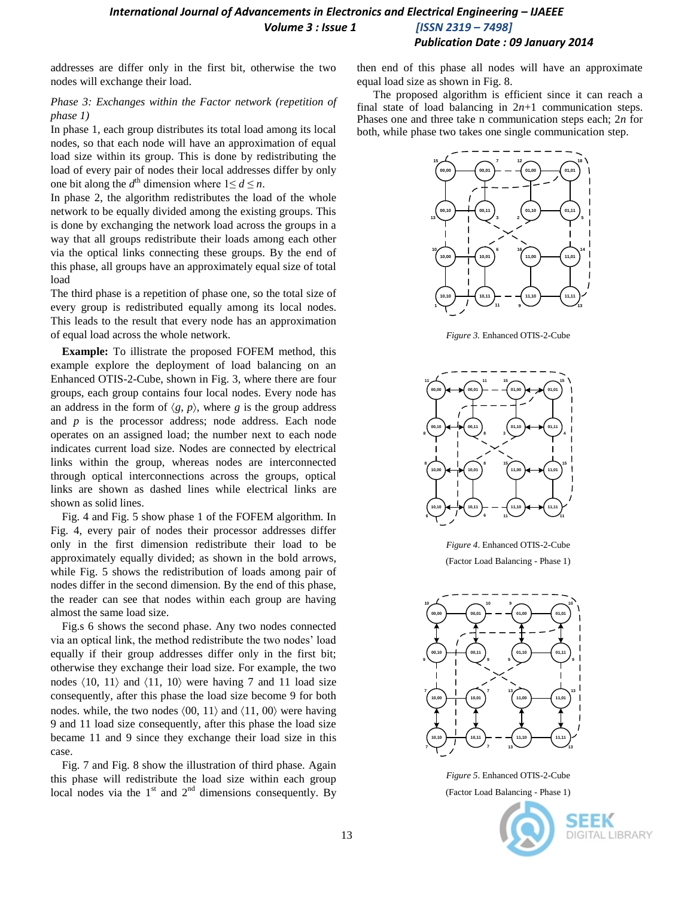addresses are differ only in the first bit, otherwise the two nodes will exchange their load.

*Phase 3: Exchanges within the Factor network (repetition of phase 1)*

In phase 1, each group distributes its total load among its local nodes, so that each node will have an approximation of equal load size within its group. This is done by redistributing the load of every pair of nodes their local addresses differ by only one bit along the $d^{th}$ dimension where $1 \leq d \leq n$.

In phase 2, the algorithm redistributes the load of the whole network to be equally divided among the existing groups. This is done by exchanging the network load across the groups in a way that all groups redistribute their loads among each other via the optical links connecting these groups. By the end of this phase, all groups have an approximately equal size of total load

The third phase is a repetition of phase one, so the total size of every group is redistributed equally among its local nodes. This leads to the result that every node has an approximation of equal load across the whole network.

**Example:** To illistrate the proposed FOFEM method, this example explore the deployment of load balancing on an Enhanced OTIS-2-Cube, shown in Fig. 3, where there are four groups, each group contains four local nodes. Every node has an address in the form of $\langle g, p \rangle$, where $g$ is the group address and $p$ is the processor address; node address. Each node operates on an assigned load; the number next to each node indicates current load size. Nodes are connected by electrical links within the group, whereas nodes are interconnected through optical interconnections across the groups, optical links are shown as dashed lines while electrical links are shown as solid lines.

Fig. 4 and Fig. 5 show phase 1 of the FOFEM algorithm. In Fig. 4, every pair of nodes their processor addresses differ only in the first dimension redistribute their load to be approximately equally divided; as shown in the bold arrows, while Fig. 5 shows the redistribution of loads among pair of nodes differ in the second dimension. By the end of this phase, the reader can see that nodes within each group are having almost the same load size.

Fig.s 6 shows the second phase. Any two nodes connected via an optical link, the method redistribute the two nodes' load equally if their group addresses differ only in the first bit; otherwise they exchange their load size. For example, the two nodes $\langle 10, 11 \rangle$ and $\langle 11, 10 \rangle$ were having 7 and 11 load size consequently, after this phase the load size become 9 for both nodes. while, the two nodes $\langle 00, 11 \rangle$ and $\langle 11, 00 \rangle$ were having 9 and 11 load size consequently, after this phase the load size became 11 and 9 since they exchange their load size in this case.

Fig. 7 and Fig. 8 show the illustration of third phase. Again this phase will redistribute the load size within each group local nodes via the 1st and 2nd dimensions consequently. By then end of this phase all nodes will have an approximate equal load size as shown in Fig. 8.

The proposed algorithm is efficient since it can reach a final state of load balancing in $2n+1$ communication steps. Phases one and three take n communication steps each; $2n$ for both, while phase two takes one single communication step.

*Figure 3.* Enhanced OTIS-2-Cube

*Figure 4*. Enhanced OTIS-2-Cube (Factor Load Balancing - Phase 1)

*Figure 5*. Enhanced OTIS-2-Cube (Factor Load Balancing - Phase 1)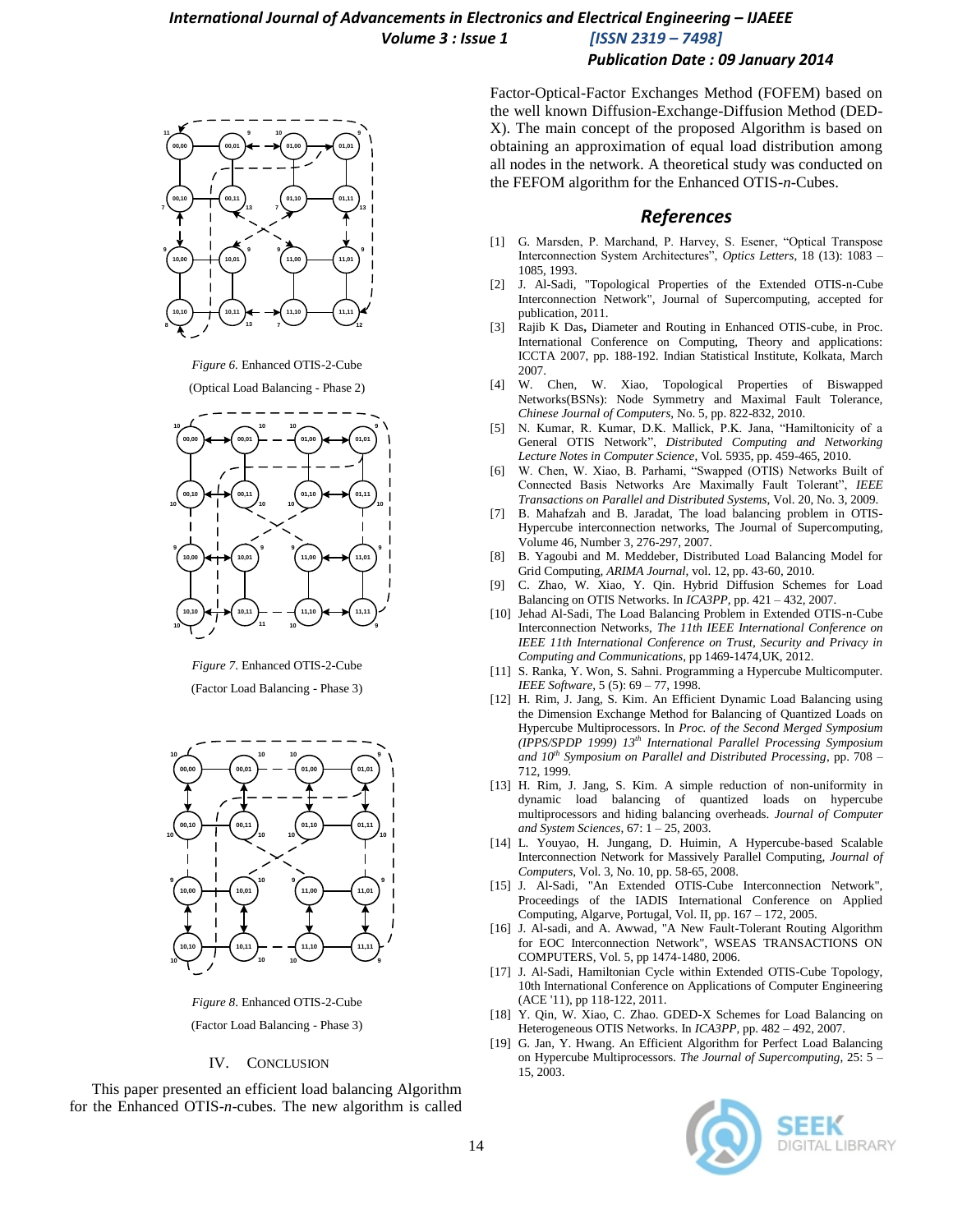Figure 6. Enhanced OTIS-2-Cube

(Optical Load Balancing - Phase 2)

Figure 7. Enhanced OTIS-2-Cube

(Factor Load Balancing - Phase 3)

Figure 8. Enhanced OTIS-2-Cube

(Factor Load Balancing - Phase 3)

## IV. CONCLUSION

This paper presented an efficient load balancing Algorithm for the Enhanced OTIS-*n*-cubes. The new algorithm is called Factor-Optical-Factor Exchanges Method (FOFEM) based on the well known Diffusion-Exchange-Diffusion Method (DED-X). The main concept of the proposed Algorithm is based on obtaining an approximation of equal load distribution among all nodes in the network. A theoretical study was conducted on the FEFOM algorithm for the Enhanced OTIS-*n*-Cubes.

## References

[1] G. Marsden, P. Marchand, P. Harvey, S. Esener, "Optical Transpose Interconnection System Architectures", *Optics Letters*, 18 (13): 1083 – 1085, 1993.

[2] J. Al-Sadi, "Topological Properties of the Extended OTIS-n-Cube Interconnection Network", Journal of Supercomputing, accepted for publication, 2011.

[3] Rajib K Das**,** Diameter and Routing in Enhanced OTIS-cube, in Proc. International Conference on Computing, Theory and applications: ICCTA 2007, pp. 188-192. Indian Statistical Institute, Kolkata, March 2007.

[4] W. Chen, W. Xiao, Topological Properties of Biswapped Networks(BSNs): Node Symmetry and Maximal Fault Tolerance, *Chinese Journal of Computers*, No. 5, pp. 822-832, 2010.

[5] N. Kumar, R. Kumar, D.K. Mallick, P.K. Jana, "Hamiltonicity of a General OTIS Network", *Distributed Computing and Networking Lecture Notes in Computer Science*, Vol. 5935, pp. 459-465, 2010.

[6] W. Chen, W. Xiao, B. Parhami, "Swapped (OTIS) Networks Built of Connected Basis Networks Are Maximally Fault Tolerant", *IEEE Transactions on Parallel and Distributed Systems*, Vol. 20, No. 3, 2009.

[7] B. Mahafzah and B. Jaradat, The load balancing problem in OTIS-Hypercube interconnection networks, The Journal of Supercomputing, Volume 46, Number 3, 276-297, 2007.

[8] B. Yagoubi and M. Meddeber, Distributed Load Balancing Model for Grid Computing, *ARIMA Journal*, vol. 12, pp. 43-60, 2010.

[9] C. Zhao, W. Xiao, Y. Qin. Hybrid Diffusion Schemes for Load Balancing on OTIS Networks. In *ICA3PP*, pp. 421 – 432, 2007.

[10] Jehad Al-Sadi, The Load Balancing Problem in Extended OTIS-n-Cube Interconnection Networks, *The 11th IEEE International Conference on IEEE 11th International Conference on Trust, Security and Privacy in Computing and Communications*, pp 1469-1474,UK, 2012.

[11] S. Ranka, Y. Won, S. Sahni. Programming a Hypercube Multicomputer. *IEEE Software*, 5 (5): 69 – 77, 1998.

[12] H. Rim, J. Jang, S. Kim. An Efficient Dynamic Load Balancing using the Dimension Exchange Method for Balancing of Quantized Loads on Hypercube Multiprocessors. In *Proc. of the Second Merged Symposium (IPPS/SPDP 1999) 13th International Parallel Processing Symposium and 10th Symposium on Parallel and Distributed Processing*, pp. 708 – 712, 1999.

[13] H. Rim, J. Jang, S. Kim. A simple reduction of non-uniformity in dynamic load balancing of quantized loads on hypercube multiprocessors and hiding balancing overheads. *Journal of Computer and System Sciences*, 67: 1 – 25, 2003.

[14] L. Youyao, H. Jungang, D. Huimin, A Hypercube-based Scalable Interconnection Network for Massively Parallel Computing, *Journal of Computers*, Vol. 3, No. 10, pp. 58-65, 2008.

[15] J. Al-Sadi, "An Extended OTIS-Cube Interconnection Network", Proceedings of the IADIS International Conference on Applied Computing, Algarve, Portugal, Vol. II, pp. 167 – 172, 2005.

[16] J. Al-sadi, and A. Awwad, "A New Fault-Tolerant Routing Algorithm for EOC Interconnection Network", WSEAS TRANSACTIONS ON COMPUTERS, Vol. 5, pp 1474-1480, 2006.

[17] J. Al-Sadi, Hamiltonian Cycle within Extended OTIS-Cube Topology, 10th International Conference on Applications of Computer Engineering (ACE '11), pp 118-122, 2011.

[18] Y. Qin, W. Xiao, C. Zhao. GDED-X Schemes for Load Balancing on Heterogeneous OTIS Networks. In *ICA3PP*, pp. 482 – 492, 2007.

[19] G. Jan, Y. Hwang. An Efficient Algorithm for Perfect Load Balancing on Hypercube Multiprocessors. *The Journal of Supercomputing*, 25: 5 – 15, 2003.